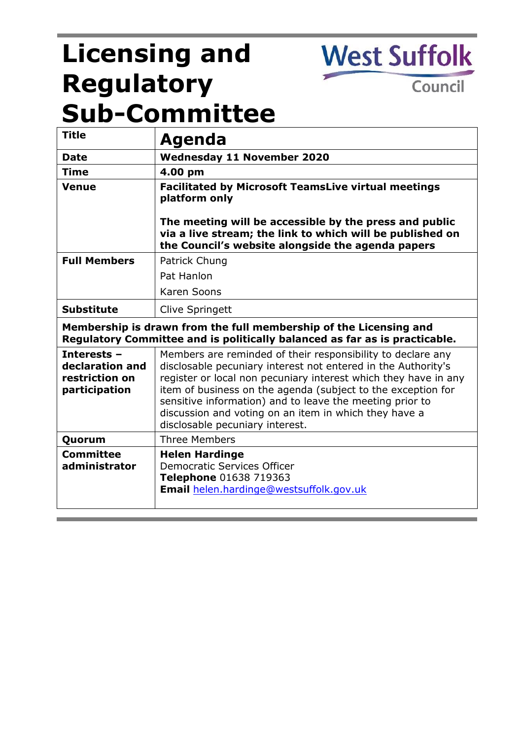# Licensing and Regulatory Sub-Committee

West Suffolk Council

| Title | **Agenda** |
|---|---|
| **Date** | **Wednesday 11 November 2020** |
| **Time** | **4.00 pm** |
| **Venue** | **Facilitated by Microsoft TeamsLive virtual meetings platform only**<br><br>**The meeting will be accessible by the press and public via a live stream; the link to which will be published on the Council's website alongside the agenda papers** |
| **Full Members** | Patrick Chung<br>Pat Hanlon<br>Karen Soons |
| **Substitute** | Clive Springett |
| **Membership is drawn from the full membership of the Licensing and Regulatory Committee and is politically balanced as far as is practicable.** | |
| **Interests – declaration and restriction on participation** | Members are reminded of their responsibility to declare any disclosable pecuniary interest not entered in the Authority's register or local non pecuniary interest which they have in any item of business on the agenda (subject to the exception for sensitive information) and to leave the meeting prior to discussion and voting on an item in which they have a disclosable pecuniary interest. |
| **Quorum** | Three Members |
| **Committee administrator** | **Helen Hardinge**<br>Democratic Services Officer<br>**Telephone** 01638 719363<br>**Email** helen.hardinge@westsuffolk.gov.uk |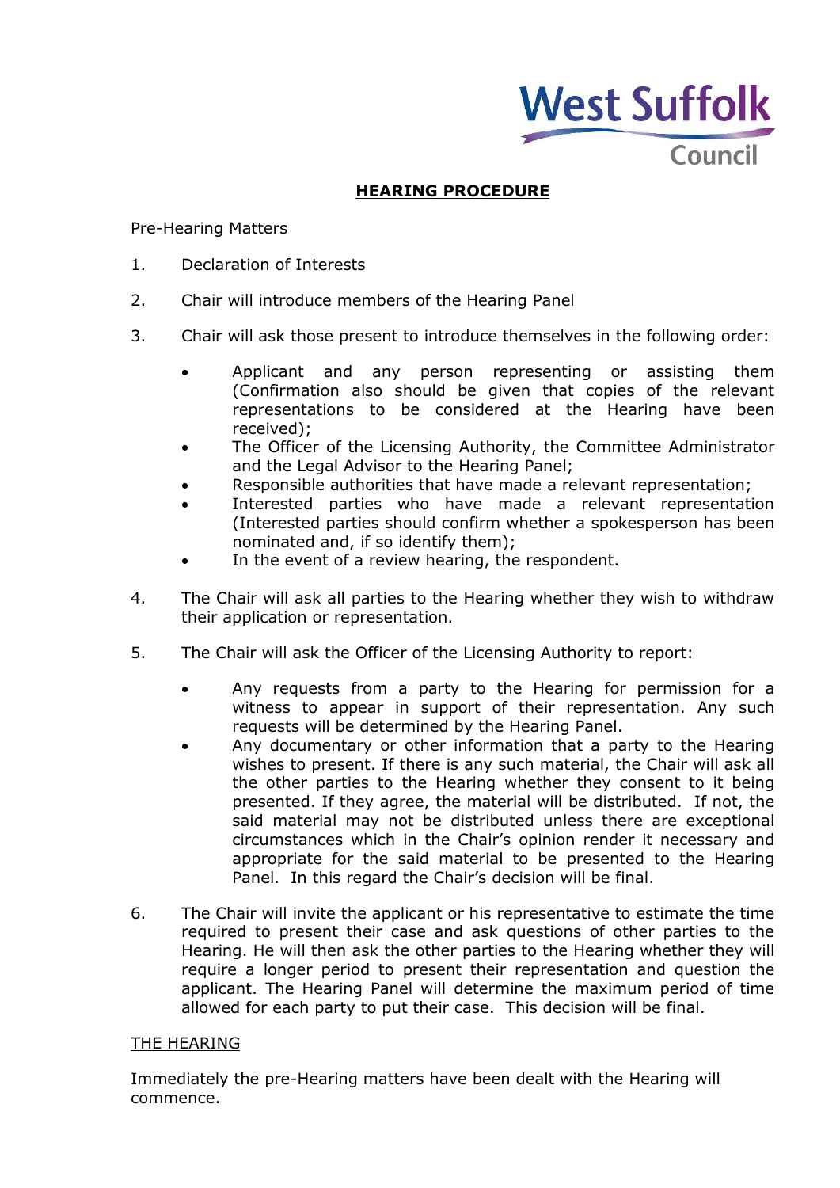West Suffolk Council

**HEARING PROCEDURE**

Pre-Hearing Matters

1. Declaration of Interests

2. Chair will introduce members of the Hearing Panel

3. Chair will ask those present to introduce themselves in the following order:

   - Applicant and any person representing or assisting them (Confirmation also should be given that copies of the relevant representations to be considered at the Hearing have been received);
   - The Officer of the Licensing Authority, the Committee Administrator and the Legal Advisor to the Hearing Panel;
   - Responsible authorities that have made a relevant representation;
   - Interested parties who have made a relevant representation (Interested parties should confirm whether a spokesperson has been nominated and, if so identify them);
   - In the event of a review hearing, the respondent.

4. The Chair will ask all parties to the Hearing whether they wish to withdraw their application or representation.

5. The Chair will ask the Officer of the Licensing Authority to report:

   - Any requests from a party to the Hearing for permission for a witness to appear in support of their representation. Any such requests will be determined by the Hearing Panel.
   - Any documentary or other information that a party to the Hearing wishes to present. If there is any such material, the Chair will ask all the other parties to the Hearing whether they consent to it being presented. If they agree, the material will be distributed. If not, the said material may not be distributed unless there are exceptional circumstances which in the Chair's opinion render it necessary and appropriate for the said material to be presented to the Hearing Panel. In this regard the Chair's decision will be final.

6. The Chair will invite the applicant or his representative to estimate the time required to present their case and ask questions of other parties to the Hearing. He will then ask the other parties to the Hearing whether they will require a longer period to present their representation and question the applicant. The Hearing Panel will determine the maximum period of time allowed for each party to put their case. This decision will be final.

<u>THE HEARING</u>

Immediately the pre-Hearing matters have been dealt with the Hearing will commence.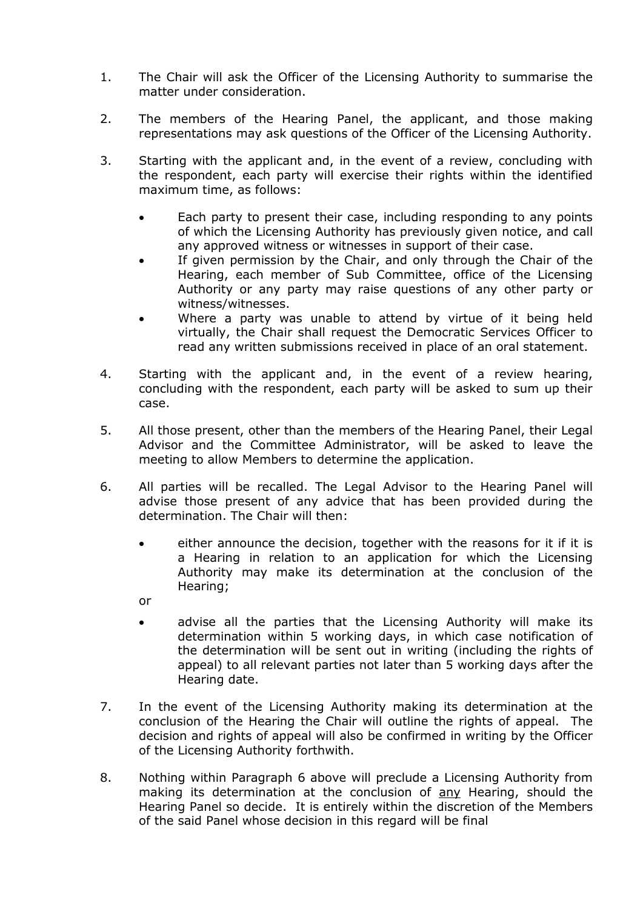1. The Chair will ask the Officer of the Licensing Authority to summarise the matter under consideration.

2. The members of the Hearing Panel, the applicant, and those making representations may ask questions of the Officer of the Licensing Authority.

3. Starting with the applicant and, in the event of a review, concluding with the respondent, each party will exercise their rights within the identified maximum time, as follows:

   - Each party to present their case, including responding to any points of which the Licensing Authority has previously given notice, and call any approved witness or witnesses in support of their case.
   - If given permission by the Chair, and only through the Chair of the Hearing, each member of Sub Committee, office of the Licensing Authority or any party may raise questions of any other party or witness/witnesses.
   - Where a party was unable to attend by virtue of it being held virtually, the Chair shall request the Democratic Services Officer to read any written submissions received in place of an oral statement.

4. Starting with the applicant and, in the event of a review hearing, concluding with the respondent, each party will be asked to sum up their case.

5. All those present, other than the members of the Hearing Panel, their Legal Advisor and the Committee Administrator, will be asked to leave the meeting to allow Members to determine the application.

6. All parties will be recalled. The Legal Advisor to the Hearing Panel will advise those present of any advice that has been provided during the determination. The Chair will then:

   - either announce the decision, together with the reasons for it if it is a Hearing in relation to an application for which the Licensing Authority may make its determination at the conclusion of the Hearing;

   or

   - advise all the parties that the Licensing Authority will make its determination within 5 working days, in which case notification of the determination will be sent out in writing (including the rights of appeal) to all relevant parties not later than 5 working days after the Hearing date.

7. In the event of the Licensing Authority making its determination at the conclusion of the Hearing the Chair will outline the rights of appeal. The decision and rights of appeal will also be confirmed in writing by the Officer of the Licensing Authority forthwith.

8. Nothing within Paragraph 6 above will preclude a Licensing Authority from making its determination at the conclusion of <u>any</u> Hearing, should the Hearing Panel so decide. It is entirely within the discretion of the Members of the said Panel whose decision in this regard will be final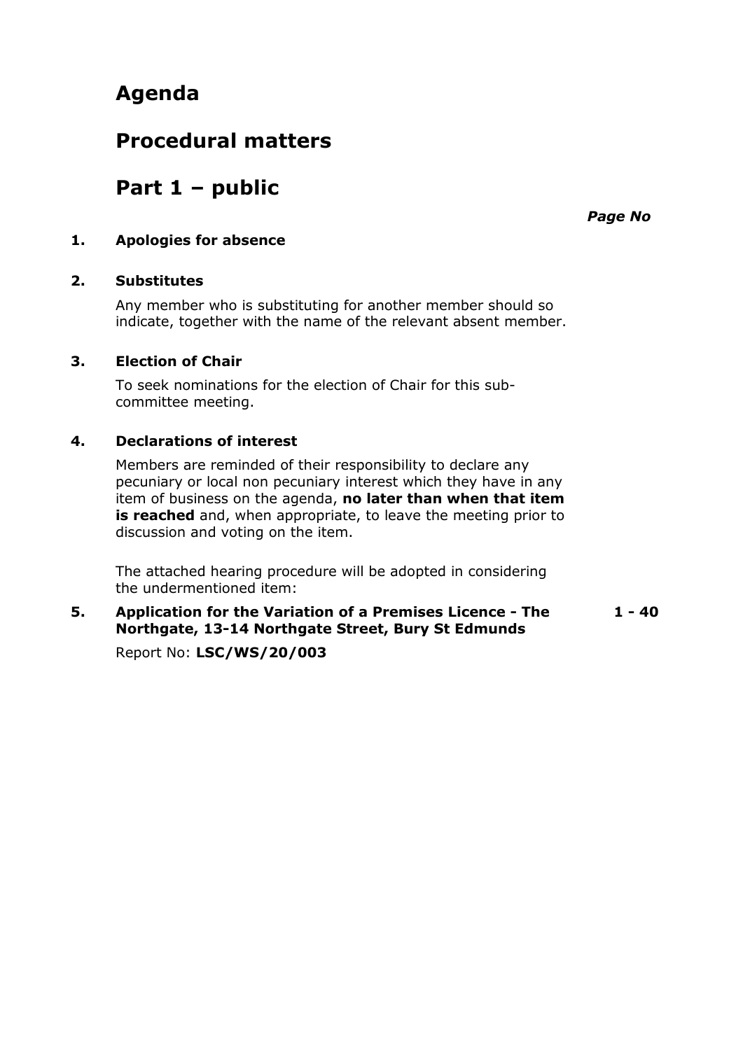# Agenda

# Procedural matters

# Part 1 – public

*Page No*

**1. Apologies for absence**

**2. Substitutes**

Any member who is substituting for another member should so indicate, together with the name of the relevant absent member.

**3. Election of Chair**

To seek nominations for the election of Chair for this sub-committee meeting.

**4. Declarations of interest**

Members are reminded of their responsibility to declare any pecuniary or local non pecuniary interest which they have in any item of business on the agenda, **no later than when that item is reached** and, when appropriate, to leave the meeting prior to discussion and voting on the item.

The attached hearing procedure will be adopted in considering the undermentioned item:

**5. Application for the Variation of a Premises Licence - The Northgate, 13-14 Northgate Street, Bury St Edmunds** — **1 - 40**

Report No: **LSC/WS/20/003**